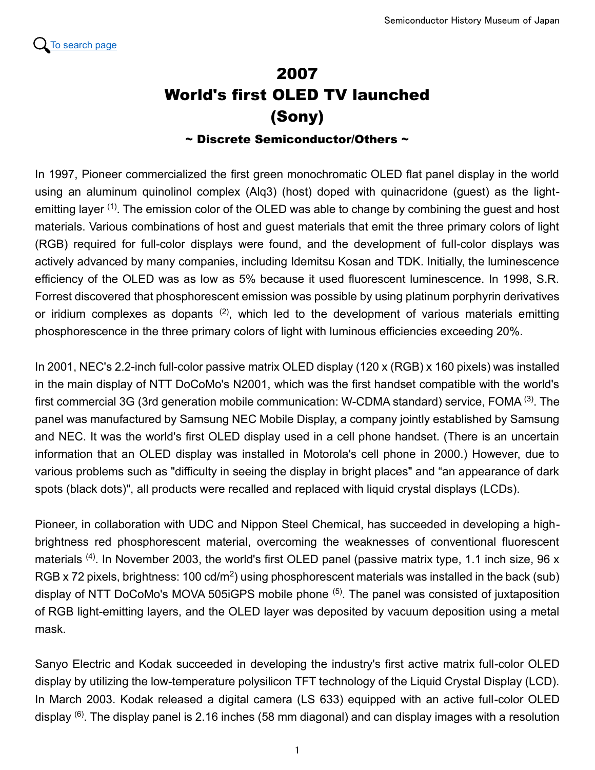To search page

# 2007
# World's first OLED TV launched
# (Sony)

### ~ Discrete Semiconductor/Others ~

In 1997, Pioneer commercialized the first green monochromatic OLED flat panel display in the world using an aluminum quinolinol complex (Alq3) (host) doped with quinacridone (guest) as the light-emitting layer (1). The emission color of the OLED was able to change by combining the guest and host materials. Various combinations of host and guest materials that emit the three primary colors of light (RGB) required for full-color displays were found, and the development of full-color displays was actively advanced by many companies, including Idemitsu Kosan and TDK. Initially, the luminescence efficiency of the OLED was as low as 5% because it used fluorescent luminescence. In 1998, S.R. Forrest discovered that phosphorescent emission was possible by using platinum porphyrin derivatives or iridium complexes as dopants (2), which led to the development of various materials emitting phosphorescence in the three primary colors of light with luminous efficiencies exceeding 20%.

In 2001, NEC's 2.2-inch full-color passive matrix OLED display (120 x (RGB) x 160 pixels) was installed in the main display of NTT DoCoMo's N2001, which was the first handset compatible with the world's first commercial 3G (3rd generation mobile communication: W-CDMA standard) service, FOMA (3). The panel was manufactured by Samsung NEC Mobile Display, a company jointly established by Samsung and NEC. It was the world's first OLED display used in a cell phone handset. (There is an uncertain information that an OLED display was installed in Motorola's cell phone in 2000.) However, due to various problems such as "difficulty in seeing the display in bright places" and "an appearance of dark spots (black dots)", all products were recalled and replaced with liquid crystal displays (LCDs).

Pioneer, in collaboration with UDC and Nippon Steel Chemical, has succeeded in developing a high-brightness red phosphorescent material, overcoming the weaknesses of conventional fluorescent materials (4). In November 2003, the world's first OLED panel (passive matrix type, 1.1 inch size, 96 x RGB x 72 pixels, brightness: 100 cd/m$^2$) using phosphorescent materials was installed in the back (sub) display of NTT DoCoMo's MOVA 505iGPS mobile phone (5). The panel was consisted of juxtaposition of RGB light-emitting layers, and the OLED layer was deposited by vacuum deposition using a metal mask.

Sanyo Electric and Kodak succeeded in developing the industry's first active matrix full-color OLED display by utilizing the low-temperature polysilicon TFT technology of the Liquid Crystal Display (LCD). In March 2003. Kodak released a digital camera (LS 633) equipped with an active full-color OLED display (6). The display panel is 2.16 inches (58 mm diagonal) and can display images with a resolution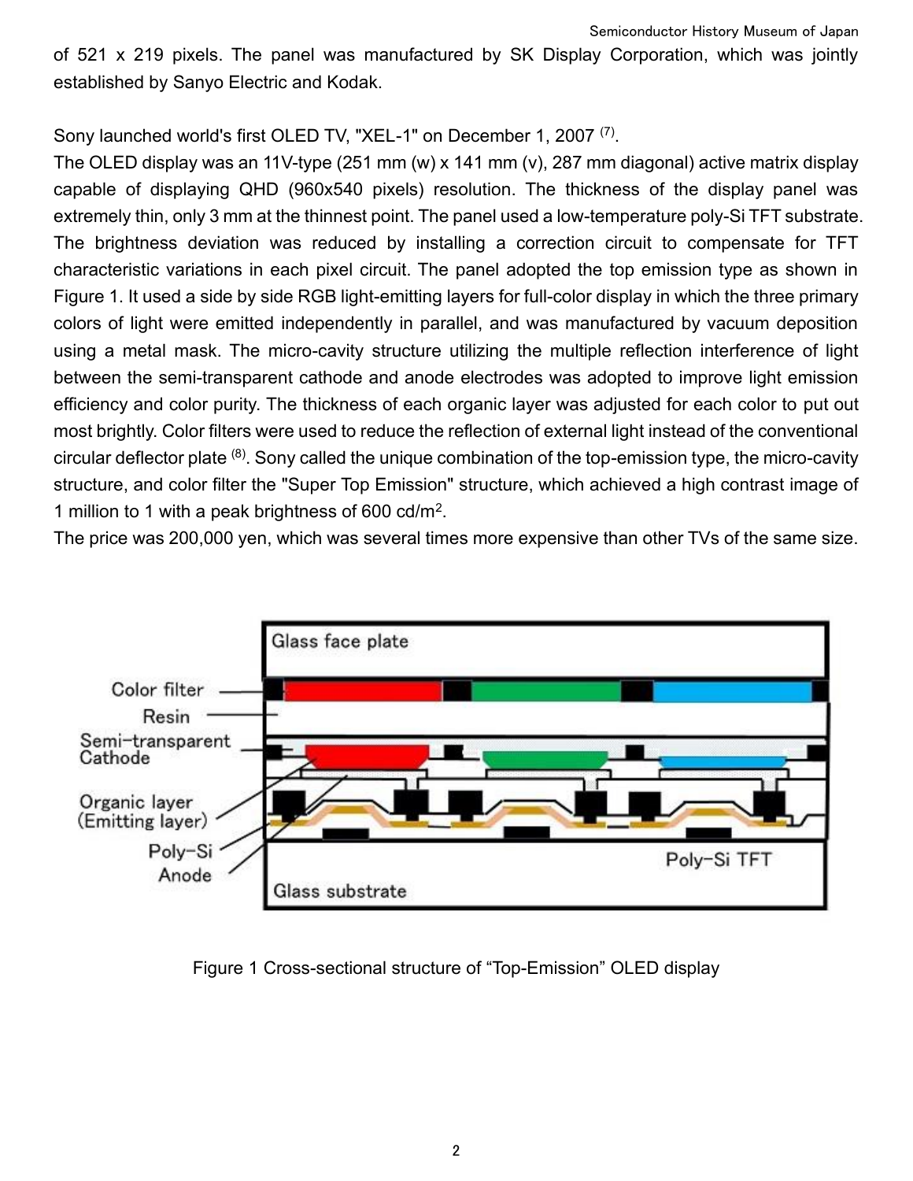of 521 x 219 pixels. The panel was manufactured by SK Display Corporation, which was jointly established by Sanyo Electric and Kodak.

Sony launched world's first OLED TV, "XEL-1" on December 1, 2007 [7].

The OLED display was an 11V-type (251 mm (w) x 141 mm (v), 287 mm diagonal) active matrix display capable of displaying QHD (960x540 pixels) resolution. The thickness of the display panel was extremely thin, only 3 mm at the thinnest point. The panel used a low-temperature poly-Si TFT substrate. The brightness deviation was reduced by installing a correction circuit to compensate for TFT characteristic variations in each pixel circuit. The panel adopted the top emission type as shown in Figure 1. It used a side by side RGB light-emitting layers for full-color display in which the three primary colors of light were emitted independently in parallel, and was manufactured by vacuum deposition using a metal mask. The micro-cavity structure utilizing the multiple reflection interference of light between the semi-transparent cathode and anode electrodes was adopted to improve light emission efficiency and color purity. The thickness of each organic layer was adjusted for each color to put out most brightly. Color filters were used to reduce the reflection of external light instead of the conventional circular deflector plate [8]. Sony called the unique combination of the top-emission type, the micro-cavity structure, and color filter the "Super Top Emission" structure, which achieved a high contrast image of 1 million to 1 with a peak brightness of 600 cd/m$^2$.

The price was 200,000 yen, which was several times more expensive than other TVs of the same size.

Glass face plate

Color filter

Resin

Semi-transparent Cathode

Organic layer (Emitting layer)

Poly-Si

Anode

Poly-Si TFT

Glass substrate

Figure 1 Cross-sectional structure of “Top-Emission” OLED display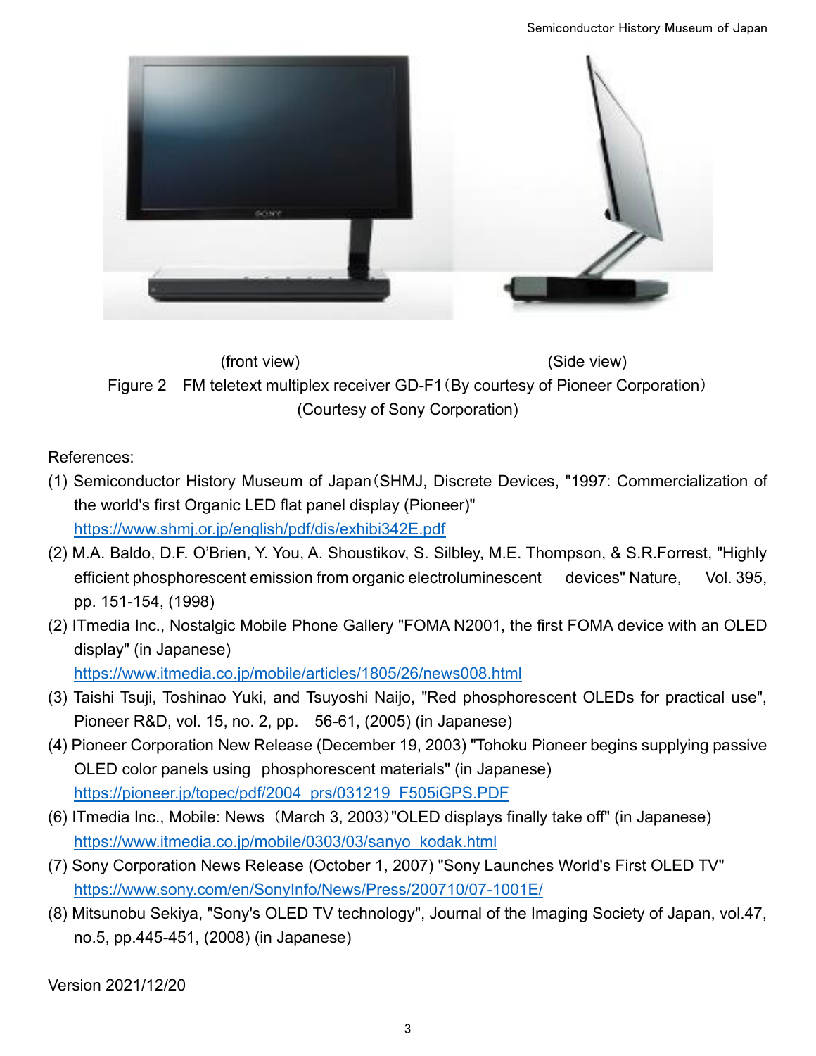(front view) (Side view)

Figure 2 FM teletext multiplex receiver GD-F1（By courtesy of Pioneer Corporation）

(Courtesy of Sony Corporation)

References:

(1) Semiconductor History Museum of Japan（SHMJ, Discrete Devices, "1997: Commercialization of the world's first Organic LED flat panel display (Pioneer)"
https://www.shmj.or.jp/english/pdf/dis/exhibi342E.pdf

(2) M.A. Baldo, D.F. O'Brien, Y. You, A. Shoustikov, S. Silbley, M.E. Thompson, & S.R.Forrest, "Highly efficient phosphorescent emission from organic electroluminescent devices" Nature, Vol. 395, pp. 151-154, (1998)

(2) ITmedia Inc., Nostalgic Mobile Phone Gallery "FOMA N2001, the first FOMA device with an OLED display" (in Japanese)
https://www.itmedia.co.jp/mobile/articles/1805/26/news008.html

(3) Taishi Tsuji, Toshinao Yuki, and Tsuyoshi Naijo, "Red phosphorescent OLEDs for practical use", Pioneer R&D, vol. 15, no. 2, pp. 56-61, (2005) (in Japanese)

(4) Pioneer Corporation New Release (December 19, 2003) "Tohoku Pioneer begins supplying passive OLED color panels using phosphorescent materials" (in Japanese)
https://pioneer.jp/topec/pdf/2004_prs/031219_F505iGPS.PDF

(6) ITmedia Inc., Mobile: News（March 3, 2003）"OLED displays finally take off" (in Japanese)
https://www.itmedia.co.jp/mobile/0303/03/sanyo_kodak.html

(7) Sony Corporation News Release (October 1, 2007) "Sony Launches World's First OLED TV"
https://www.sony.com/en/SonyInfo/News/Press/200710/07-1001E/

(8) Mitsunobu Sekiya, "Sony's OLED TV technology", Journal of the Imaging Society of Japan, vol.47, no.5, pp.445-451, (2008) (in Japanese)

---

Version 2021/12/20